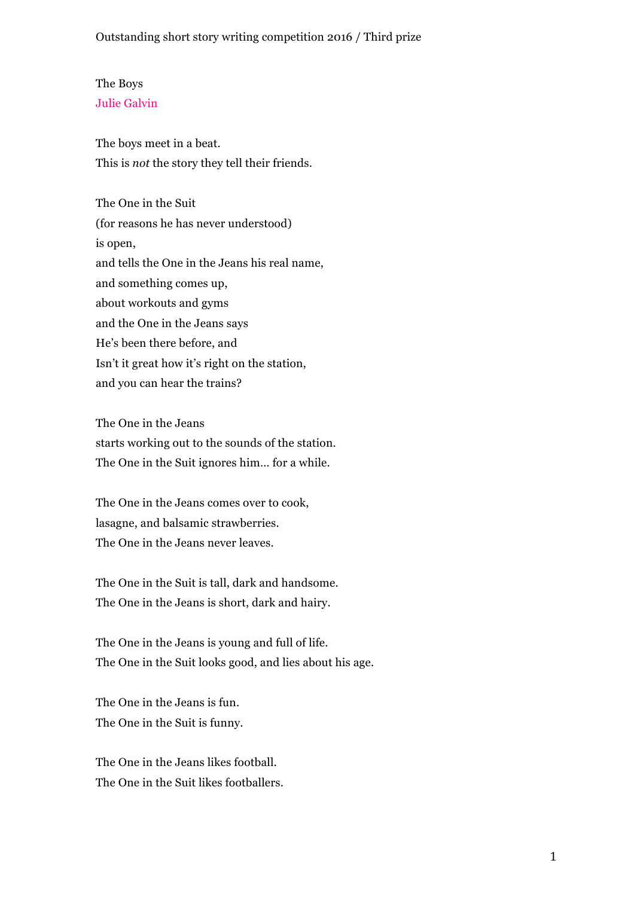Outstanding short story writing competition 2016 / Third prize

# The Boys

Julie Galvin

The boys meet in a beat.
This is *not* the story they tell their friends.

The One in the Suit
(for reasons he has never understood)
is open,
and tells the One in the Jeans his real name,
and something comes up,
about workouts and gyms
and the One in the Jeans says
He's been there before, and
Isn't it great how it's right on the station,
and you can hear the trains?

The One in the Jeans
starts working out to the sounds of the station.
The One in the Suit ignores him… for a while.

The One in the Jeans comes over to cook,
lasagne, and balsamic strawberries.
The One in the Jeans never leaves.

The One in the Suit is tall, dark and handsome.
The One in the Jeans is short, dark and hairy.

The One in the Jeans is young and full of life.
The One in the Suit looks good, and lies about his age.

The One in the Jeans is fun.
The One in the Suit is funny.

The One in the Jeans likes football.
The One in the Suit likes footballers.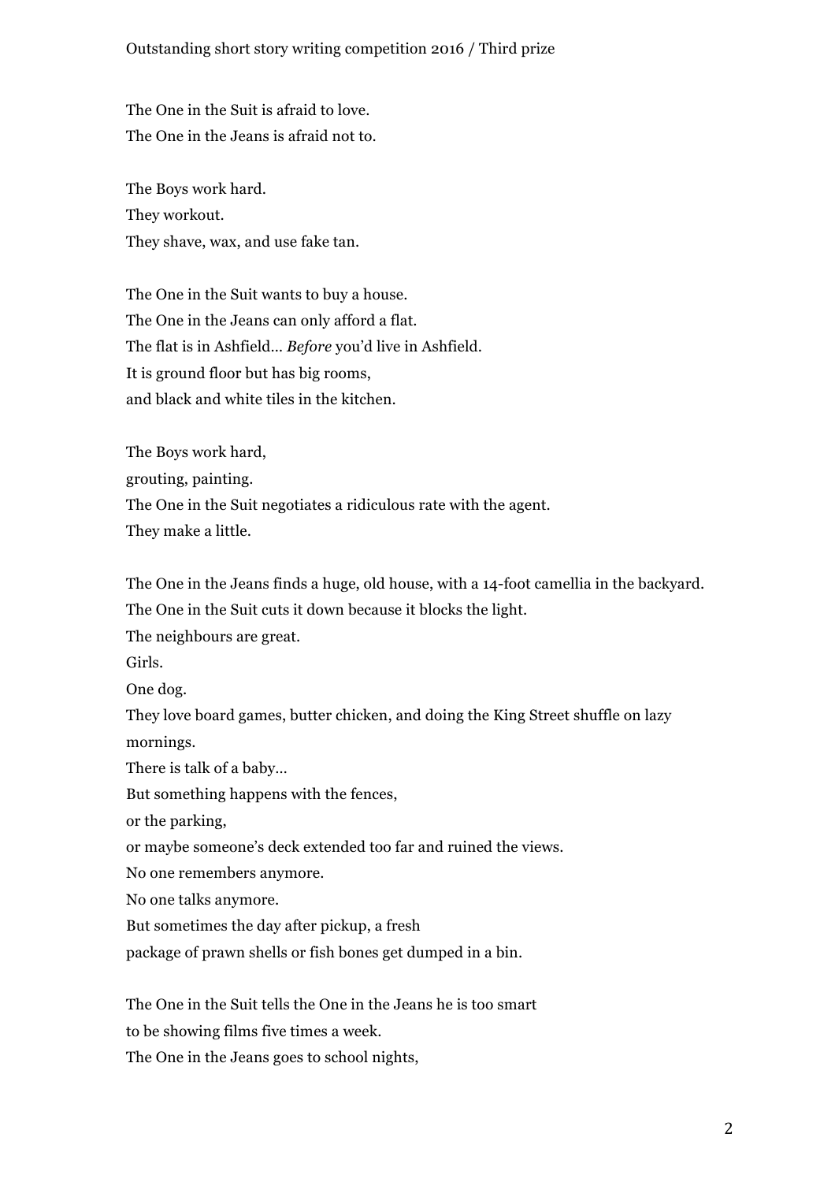The One in the Suit is afraid to love.
The One in the Jeans is afraid not to.

The Boys work hard.
They workout.
They shave, wax, and use fake tan.

The One in the Suit wants to buy a house.
The One in the Jeans can only afford a flat.
The flat is in Ashfield… *Before* you'd live in Ashfield.
It is ground floor but has big rooms,
and black and white tiles in the kitchen.

The Boys work hard,
grouting, painting.
The One in the Suit negotiates a ridiculous rate with the agent.
They make a little.

The One in the Jeans finds a huge, old house, with a 14-foot camellia in the backyard.
The One in the Suit cuts it down because it blocks the light.
The neighbours are great.
Girls.
One dog.
They love board games, butter chicken, and doing the King Street shuffle on lazy mornings.
There is talk of a baby…
But something happens with the fences,
or the parking,
or maybe someone's deck extended too far and ruined the views.
No one remembers anymore.
No one talks anymore.
But sometimes the day after pickup, a fresh
package of prawn shells or fish bones get dumped in a bin.

The One in the Suit tells the One in the Jeans he is too smart
to be showing films five times a week.
The One in the Jeans goes to school nights,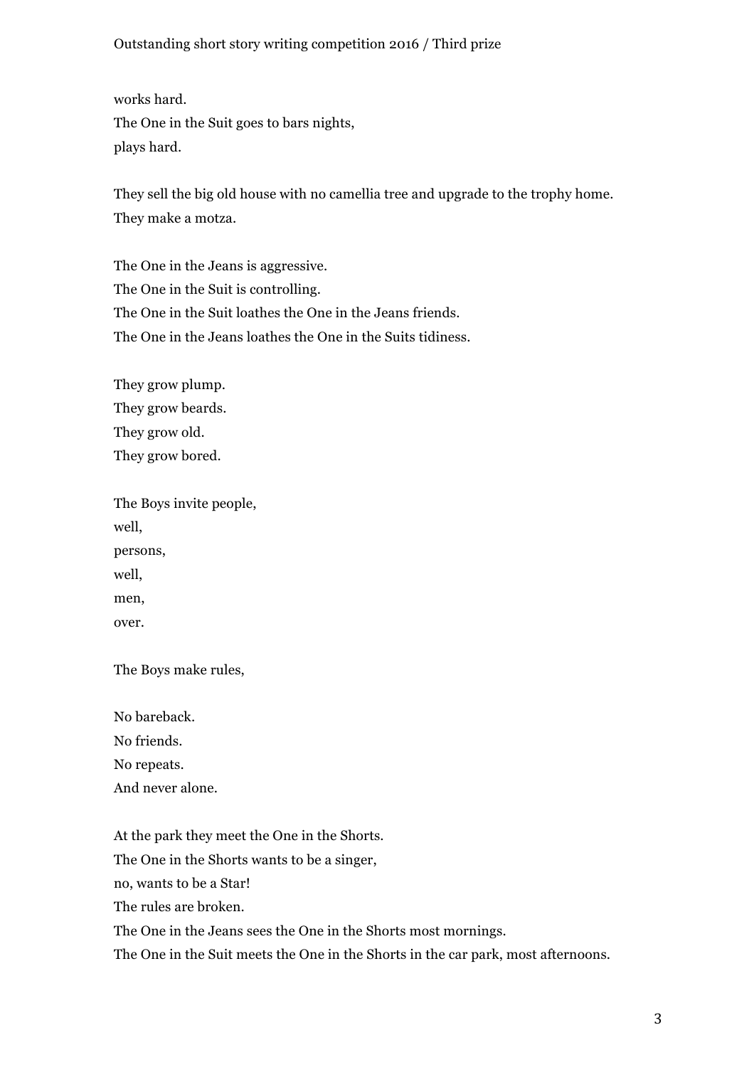works hard.
The One in the Suit goes to bars nights,
plays hard.

They sell the big old house with no camellia tree and upgrade to the trophy home.
They make a motza.

The One in the Jeans is aggressive.
The One in the Suit is controlling.
The One in the Suit loathes the One in the Jeans friends.
The One in the Jeans loathes the One in the Suits tidiness.

They grow plump.
They grow beards.
They grow old.
They grow bored.

The Boys invite people,
well,
persons,
well,
men,
over.

The Boys make rules,

No bareback.
No friends.
No repeats.
And never alone.

At the park they meet the One in the Shorts.
The One in the Shorts wants to be a singer,
no, wants to be a Star!
The rules are broken.
The One in the Jeans sees the One in the Shorts most mornings.
The One in the Suit meets the One in the Shorts in the car park, most afternoons.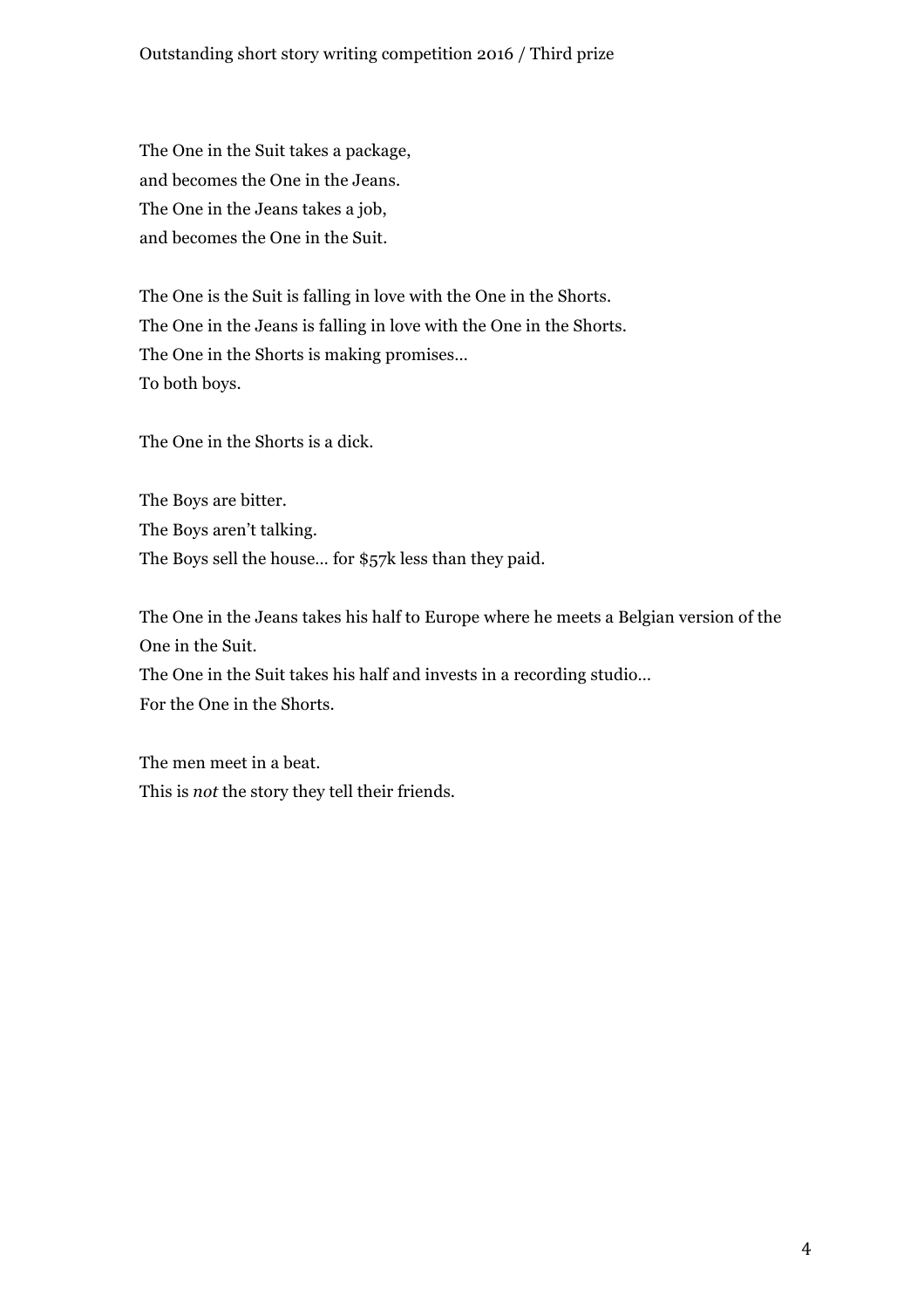The One in the Suit takes a package,  
and becomes the One in the Jeans.  
The One in the Jeans takes a job,  
and becomes the One in the Suit.

The One is the Suit is falling in love with the One in the Shorts.  
The One in the Jeans is falling in love with the One in the Shorts.  
The One in the Shorts is making promises…  
To both boys.

The One in the Shorts is a dick.

The Boys are bitter.  
The Boys aren't talking.  
The Boys sell the house… for $57k less than they paid.

The One in the Jeans takes his half to Europe where he meets a Belgian version of the One in the Suit.  
The One in the Suit takes his half and invests in a recording studio…  
For the One in the Shorts.

The men meet in a beat.  
This is *not* the story they tell their friends.